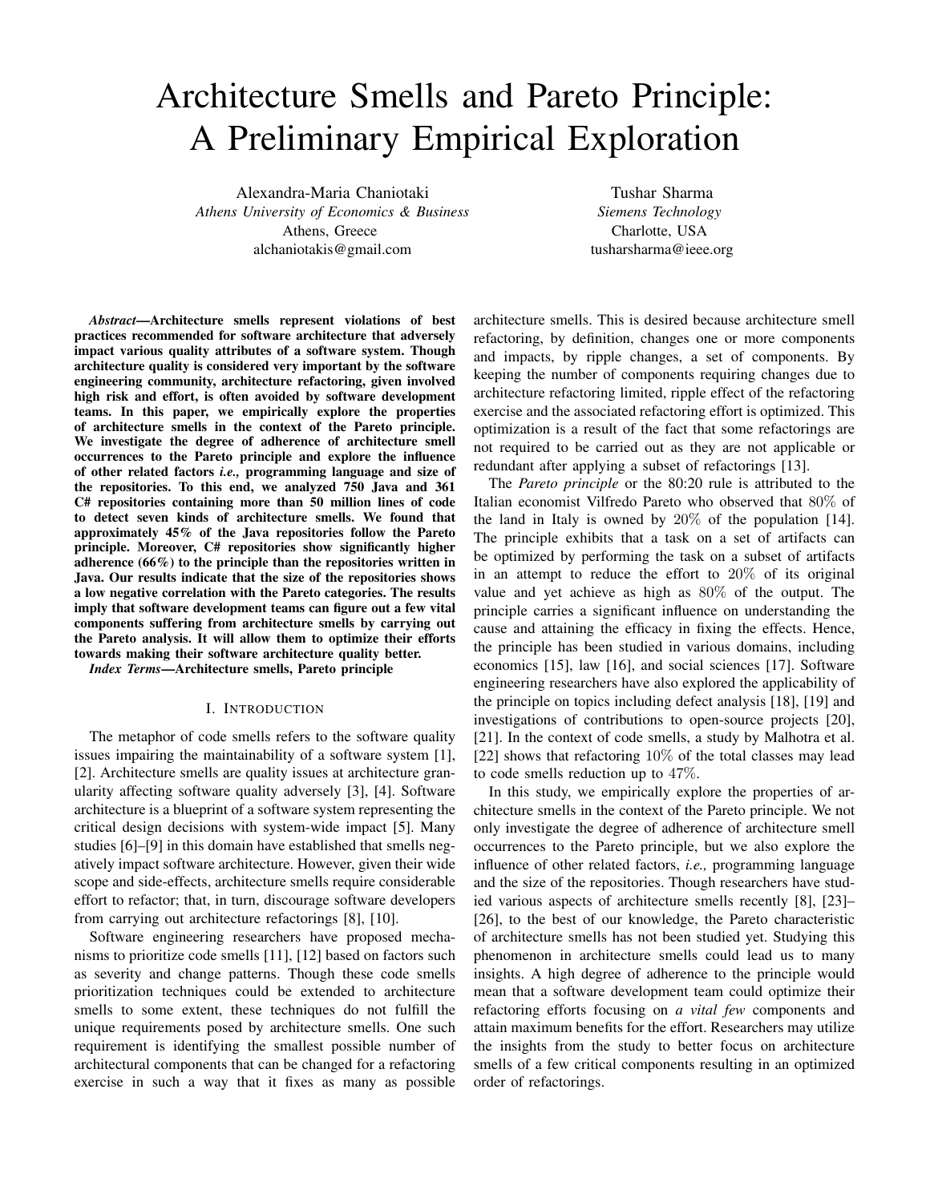# Architecture Smells and Pareto Principle: A Preliminary Empirical Exploration

Alexandra-Maria Chaniotaki
*Athens University of Economics & Business*
Athens, Greece
alchaniotakis@gmail.com

Tushar Sharma
*Siemens Technology*
Charlotte, USA
tusharsharma@ieee.org

***Abstract*—Architecture smells represent violations of best practices recommended for software architecture that adversely impact various quality attributes of a software system. Though architecture quality is considered very important by the software engineering community, architecture refactoring, given involved high risk and effort, is often avoided by software development teams. In this paper, we empirically explore the properties of architecture smells in the context of the Pareto principle. We investigate the degree of adherence of architecture smell occurrences to the Pareto principle and explore the influence of other related factors *i.e.,* programming language and size of the repositories. To this end, we analyzed 750 Java and 361 C# repositories containing more than 50 million lines of code to detect seven kinds of architecture smells. We found that approximately 45% of the Java repositories follow the Pareto principle. Moreover, C# repositories show significantly higher adherence (66%) to the principle than the repositories written in Java. Our results indicate that the size of the repositories shows a low negative correlation with the Pareto categories. The results imply that software development teams can figure out a few vital components suffering from architecture smells by carrying out the Pareto analysis. It will allow them to optimize their efforts towards making their software architecture quality better.**

***Index Terms*—Architecture smells, Pareto principle**

## I. Introduction

The metaphor of code smells refers to the software quality issues impairing the maintainability of a software system [1], [2]. Architecture smells are quality issues at architecture granularity affecting software quality adversely [3], [4]. Software architecture is a blueprint of a software system representing the critical design decisions with system-wide impact [5]. Many studies [6]–[9] in this domain have established that smells negatively impact software architecture. However, given their wide scope and side-effects, architecture smells require considerable effort to refactor; that, in turn, discourage software developers from carrying out architecture refactorings [8], [10].

Software engineering researchers have proposed mechanisms to prioritize code smells [11], [12] based on factors such as severity and change patterns. Though these code smells prioritization techniques could be extended to architecture smells to some extent, these techniques do not fulfill the unique requirements posed by architecture smells. One such requirement is identifying the smallest possible number of architectural components that can be changed for a refactoring exercise in such a way that it fixes as many as possible architecture smells. This is desired because architecture smell refactoring, by definition, changes one or more components and impacts, by ripple changes, a set of components. By keeping the number of components requiring changes due to architecture refactoring limited, ripple effect of the refactoring exercise and the associated refactoring effort is optimized. This optimization is a result of the fact that some refactorings are not required to be carried out as they are not applicable or redundant after applying a subset of refactorings [13].

The *Pareto principle* or the 80:20 rule is attributed to the Italian economist Vilfredo Pareto who observed that $80\%$ of the land in Italy is owned by $20\%$ of the population [14]. The principle exhibits that a task on a set of artifacts can be optimized by performing the task on a subset of artifacts in an attempt to reduce the effort to $20\%$ of its original value and yet achieve as high as $80\%$ of the output. The principle carries a significant influence on understanding the cause and attaining the efficacy in fixing the effects. Hence, the principle has been studied in various domains, including economics [15], law [16], and social sciences [17]. Software engineering researchers have also explored the applicability of the principle on topics including defect analysis [18], [19] and investigations of contributions to open-source projects [20], [21]. In the context of code smells, a study by Malhotra et al. [22] shows that refactoring $10\%$ of the total classes may lead to code smells reduction up to $47\%$.

In this study, we empirically explore the properties of architecture smells in the context of the Pareto principle. We not only investigate the degree of adherence of architecture smell occurrences to the Pareto principle, but we also explore the influence of other related factors, *i.e.,* programming language and the size of the repositories. Though researchers have studied various aspects of architecture smells recently [8], [23]–[26], to the best of our knowledge, the Pareto characteristic of architecture smells has not been studied yet. Studying this phenomenon in architecture smells could lead us to many insights. A high degree of adherence to the principle would mean that a software development team could optimize their refactoring efforts focusing on *a vital few* components and attain maximum benefits for the effort. Researchers may utilize the insights from the study to better focus on architecture smells of a few critical components resulting in an optimized order of refactorings.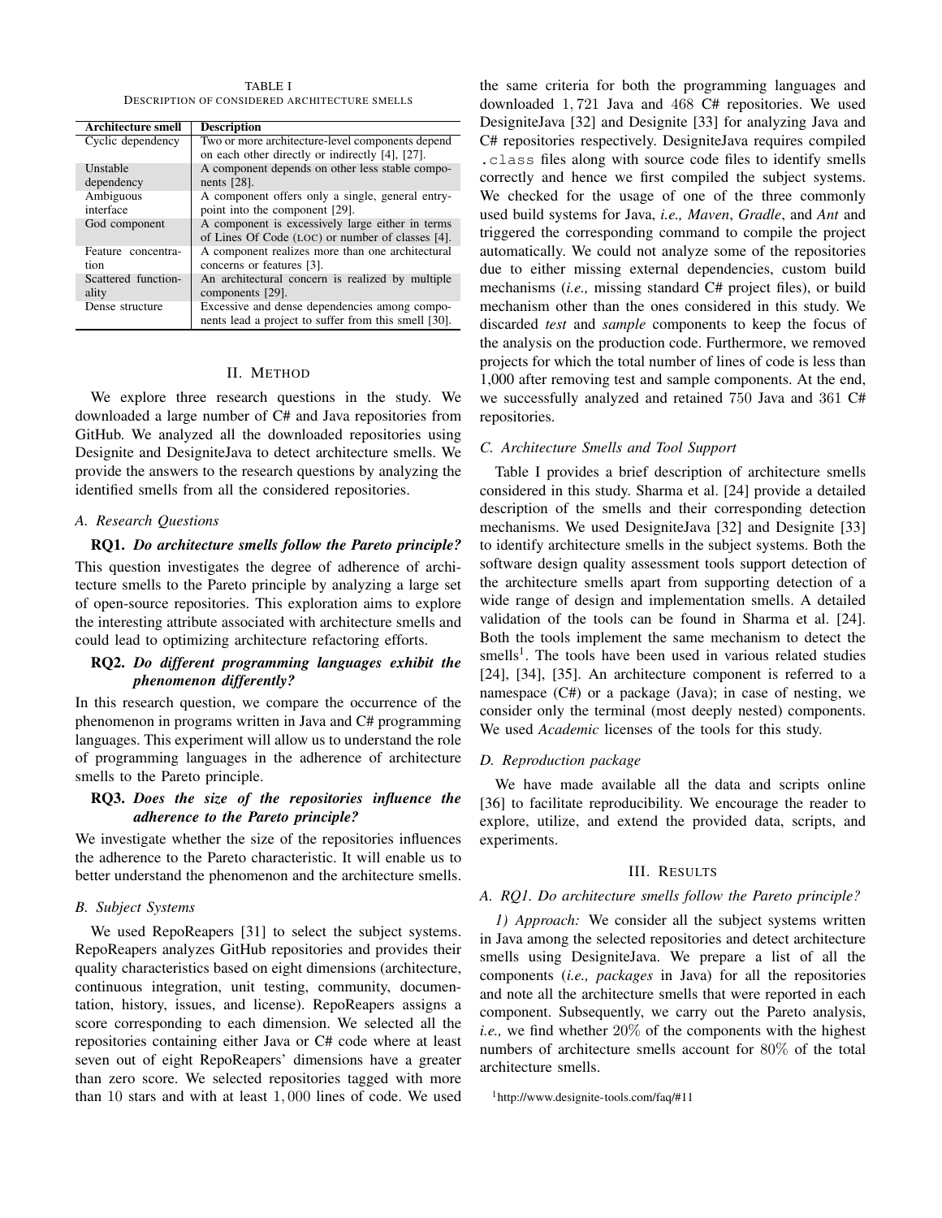TABLE I
DESCRIPTION OF CONSIDERED ARCHITECTURE SMELLS

| Architecture smell | Description |
|---|---|
| Cyclic dependency | Two or more architecture-level components depend on each other directly or indirectly [4], [27]. |
| Unstable dependency | A component depends on other less stable components [28]. |
| Ambiguous interface | A component offers only a single, general entry-point into the component [29]. |
| God component | A component is excessively large either in terms of Lines Of Code (LOC) or number of classes [4]. |
| Feature concentration | A component realizes more than one architectural concerns or features [3]. |
| Scattered functionality | An architectural concern is realized by multiple components [29]. |
| Dense structure | Excessive and dense dependencies among components lead a project to suffer from this smell [30]. |

## II. METHOD

We explore three research questions in the study. We downloaded a large number of C# and Java repositories from GitHub. We analyzed all the downloaded repositories using Designite and DesigniteJava to detect architecture smells. We provide the answers to the research questions by analyzing the identified smells from all the considered repositories.

### A. Research Questions

**RQ1.** ***Do architecture smells follow the Pareto principle?*** This question investigates the degree of adherence of architecture smells to the Pareto principle by analyzing a large set of open-source repositories. This exploration aims to explore the interesting attribute associated with architecture smells and could lead to optimizing architecture refactoring efforts.

**RQ2.** ***Do different programming languages exhibit the phenomenon differently?*** In this research question, we compare the occurrence of the phenomenon in programs written in Java and C# programming languages. This experiment will allow us to understand the role of programming languages in the adherence of architecture smells to the Pareto principle.

**RQ3.** ***Does the size of the repositories influence the adherence to the Pareto principle?*** We investigate whether the size of the repositories influences the adherence to the Pareto characteristic. It will enable us to better understand the phenomenon and the architecture smells.

### B. Subject Systems

We used RepoReapers [31] to select the subject systems. RepoReapers analyzes GitHub repositories and provides their quality characteristics based on eight dimensions (architecture, continuous integration, unit testing, community, documentation, history, issues, and license). RepoReapers assigns a score corresponding to each dimension. We selected all the repositories containing either Java or C# code where at least seven out of eight RepoReapers' dimensions have a greater than zero score. We selected repositories tagged with more than $10$ stars and with at least $1,000$ lines of code. We used the same criteria for both the programming languages and downloaded $1,721$ Java and $468$ C# repositories. We used DesigniteJava [32] and Designite [33] for analyzing Java and C# repositories respectively. DesigniteJava requires compiled `.class` files along with source code files to identify smells correctly and hence we first compiled the subject systems. We checked for the usage of one of the three commonly used build systems for Java, *i.e., Maven*, *Gradle*, and *Ant* and triggered the corresponding command to compile the project automatically. We could not analyze some of the repositories due to either missing external dependencies, custom build mechanisms (*i.e.,* missing standard C# project files), or build mechanism other than the ones considered in this study. We discarded *test* and *sample* components to keep the focus of the analysis on the production code. Furthermore, we removed projects for which the total number of lines of code is less than 1,000 after removing test and sample components. At the end, we successfully analyzed and retained $750$ Java and $361$ C# repositories.

### C. Architecture Smells and Tool Support

Table I provides a brief description of architecture smells considered in this study. Sharma et al. [24] provide a detailed description of the smells and their corresponding detection mechanisms. We used DesigniteJava [32] and Designite [33] to identify architecture smells in the subject systems. Both the software design quality assessment tools support detection of the architecture smells apart from supporting detection of a wide range of design and implementation smells. A detailed validation of the tools can be found in Sharma et al. [24]. Both the tools implement the same mechanism to detect the smells[1]. The tools have been used in various related studies [24], [34], [35]. An architecture component is referred to a namespace (C#) or a package (Java); in case of nesting, we consider only the terminal (most deeply nested) components. We used *Academic* licenses of the tools for this study.

### D. Reproduction package

We have made available all the data and scripts online [36] to facilitate reproducibility. We encourage the reader to explore, utilize, and extend the provided data, scripts, and experiments.

## III. RESULTS

### A. RQ1. Do architecture smells follow the Pareto principle?

*1) Approach:* We consider all the subject systems written in Java among the selected repositories and detect architecture smells using DesigniteJava. We prepare a list of all the components (*i.e., packages* in Java) for all the repositories and note all the architecture smells that were reported in each component. Subsequently, we carry out the Pareto analysis, *i.e.,* we find whether $20\%$ of the components with the highest numbers of architecture smells account for $80\%$ of the total architecture smells.

[1] http://www.designite-tools.com/faq/#11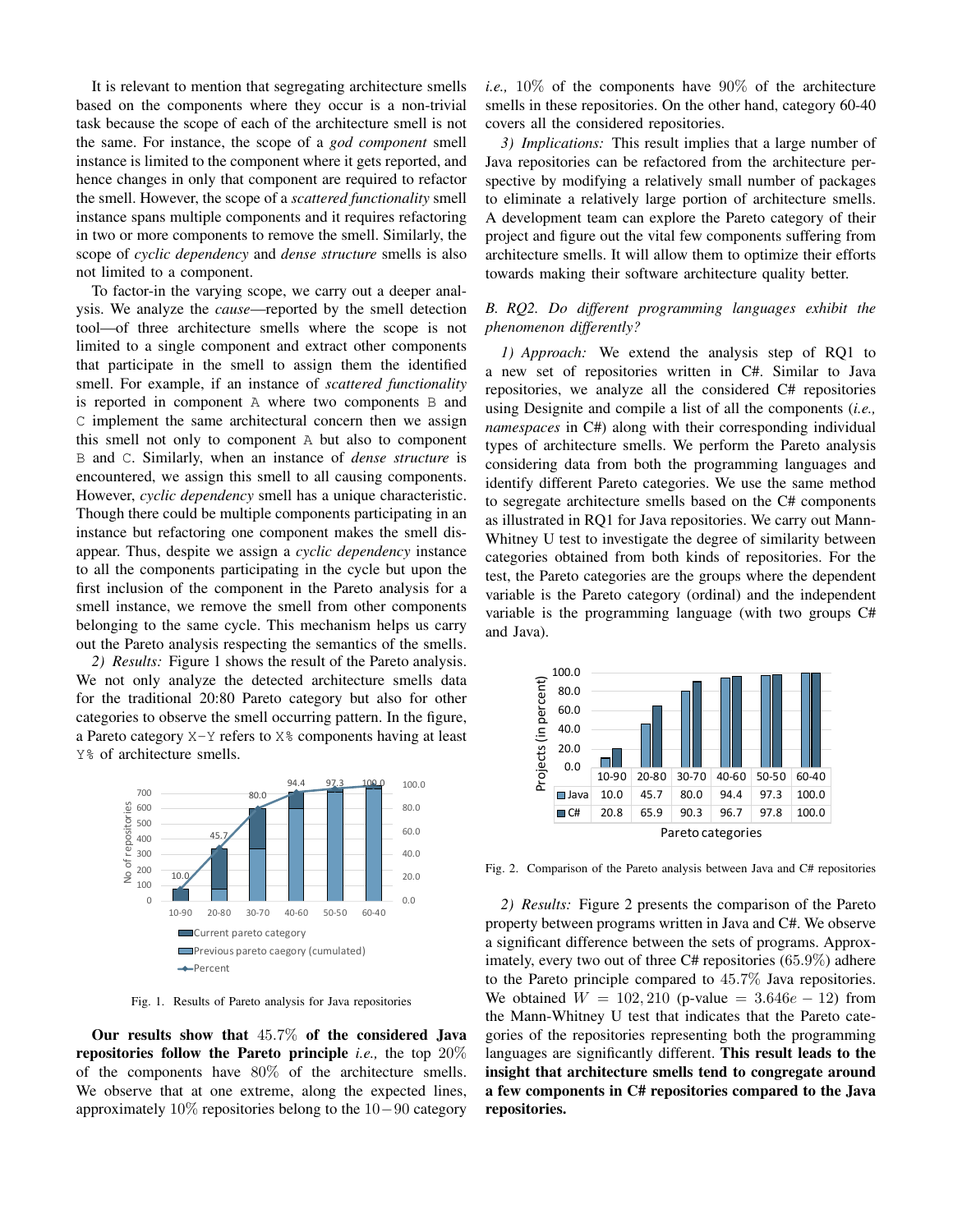It is relevant to mention that segregating architecture smells based on the components where they occur is a non-trivial task because the scope of each of the architecture smell is not the same. For instance, the scope of a *god component* smell instance is limited to the component where it gets reported, and hence changes in only that component are required to refactor the smell. However, the scope of a *scattered functionality* smell instance spans multiple components and it requires refactoring in two or more components to remove the smell. Similarly, the scope of *cyclic dependency* and *dense structure* smells is also not limited to a component.

To factor-in the varying scope, we carry out a deeper analysis. We analyze the *cause*—reported by the smell detection tool—of three architecture smells where the scope is not limited to a single component and extract other components that participate in the smell to assign them the identified smell. For example, if an instance of *scattered functionality* is reported in component `A` where two components `B` and `C` implement the same architectural concern then we assign this smell not only to component `A` but also to component `B` and `C`. Similarly, when an instance of *dense structure* is encountered, we assign this smell to all causing components. However, *cyclic dependency* smell has a unique characteristic. Though there could be multiple components participating in an instance but refactoring one component makes the smell disappear. Thus, despite we assign a *cyclic dependency* instance to all the components participating in the cycle but upon the first inclusion of the component in the Pareto analysis for a smell instance, we remove the smell from other components belonging to the same cycle. This mechanism helps us carry out the Pareto analysis respecting the semantics of the smells.

*2) Results:* Figure 1 shows the result of the Pareto analysis. We not only analyze the detected architecture smells data for the traditional 20:80 Pareto category but also for other categories to observe the smell occurring pattern. In the figure, a Pareto category `X-Y` refers to `X%` components having at least `Y%` of architecture smells.

Fig. 1. Results of Pareto analysis for Java repositories

**Our results show that** $45.7\%$ **of the considered Java repositories follow the Pareto principle** *i.e.,* the top $20\%$ of the components have $80\%$ of the architecture smells. We observe that at one extreme, along the expected lines, approximately $10\%$ repositories belong to the $10-90$ category *i.e.,* $10\%$ of the components have $90\%$ of the architecture smells in these repositories. On the other hand, category 60-40 covers all the considered repositories.

*3) Implications:* This result implies that a large number of Java repositories can be refactored from the architecture perspective by modifying a relatively small number of packages to eliminate a relatively large portion of architecture smells. A development team can explore the Pareto category of their project and figure out the vital few components suffering from architecture smells. It will allow them to optimize their efforts towards making their software architecture quality better.

### B. RQ2. Do different programming languages exhibit the phenomenon differently?

*1) Approach:* We extend the analysis step of RQ1 to a new set of repositories written in C#. Similar to Java repositories, we analyze all the considered C# repositories using Designite and compile a list of all the components (*i.e., namespaces* in C#) along with their corresponding individual types of architecture smells. We perform the Pareto analysis considering data from both the programming languages and identify different Pareto categories. We use the same method to segregate architecture smells based on the C# components as illustrated in RQ1 for Java repositories. We carry out Mann-Whitney U test to investigate the degree of similarity between categories obtained from both kinds of repositories. For the test, the Pareto categories are the groups where the dependent variable is the Pareto category (ordinal) and the independent variable is the programming language (with two groups C# and Java).

| | 10-90 | 20-80 | 30-70 | 40-60 | 50-50 | 60-40 |
|---|---|---|---|---|---|---|
| Java | 10.0 | 45.7 | 80.0 | 94.4 | 97.3 | 100.0 |
| C# | 20.8 | 65.9 | 90.3 | 96.7 | 97.8 | 100.0 |

Fig. 2. Comparison of the Pareto analysis between Java and C# repositories

*2) Results:* Figure 2 presents the comparison of the Pareto property between programs written in Java and C#. We observe a significant difference between the sets of programs. Approximately, every two out of three C# repositories ($65.9\%$) adhere to the Pareto principle compared to $45.7\%$ Java repositories. We obtained $W = 102,210$ (p-value $= 3.646e-12$) from the Mann-Whitney U test that indicates that the Pareto categories of the repositories representing both the programming languages are significantly different. **This result leads to the insight that architecture smells tend to congregate around a few components in C# repositories compared to the Java repositories.**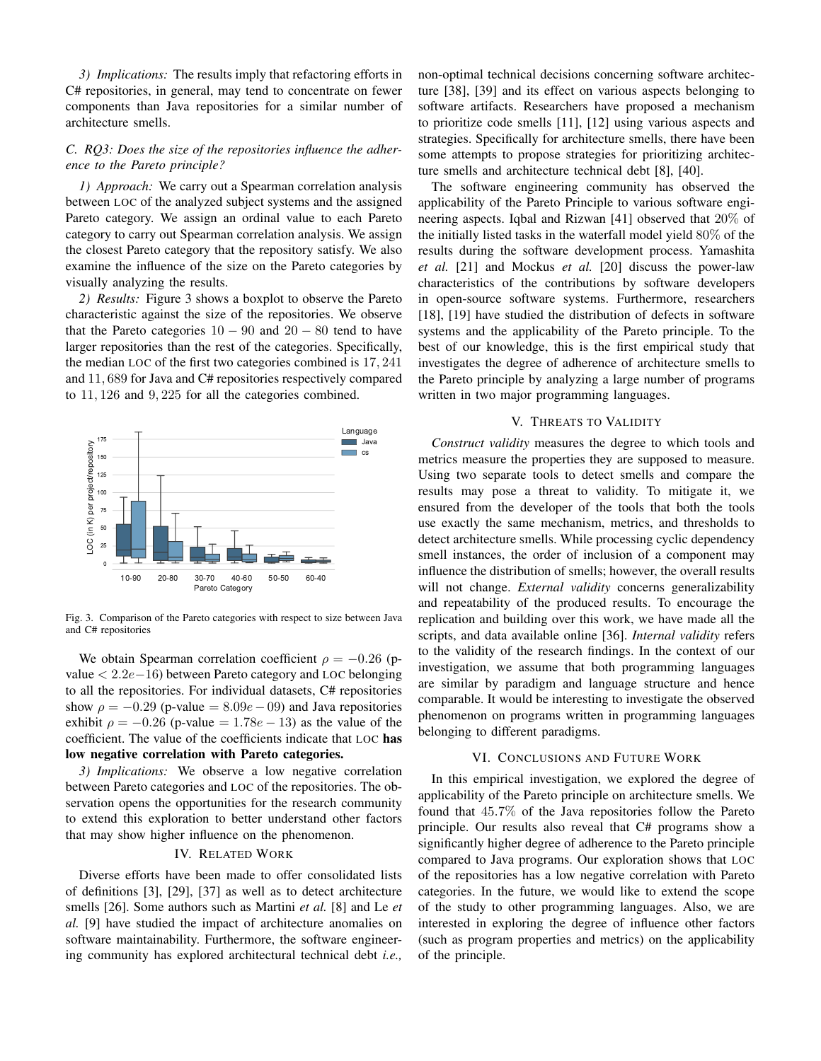*3) Implications:* The results imply that refactoring efforts in C# repositories, in general, may tend to concentrate on fewer components than Java repositories for a similar number of architecture smells.

### *C. RQ3: Does the size of the repositories influence the adherence to the Pareto principle?*

*1) Approach:* We carry out a Spearman correlation analysis between LOC of the analyzed subject systems and the assigned Pareto category. We assign an ordinal value to each Pareto category to carry out Spearman correlation analysis. We assign the closest Pareto category that the repository satisfy. We also examine the influence of the size on the Pareto categories by visually analyzing the results.

*2) Results:* Figure 3 shows a boxplot to observe the Pareto characteristic against the size of the repositories. We observe that the Pareto categories $10-90$ and $20-80$ tend to have larger repositories than the rest of the categories. Specifically, the median LOC of the first two categories combined is $17,241$ and $11,689$ for Java and C# repositories respectively compared to $11,126$ and $9,225$ for all the categories combined.

Fig. 3. Comparison of the Pareto categories with respect to size between Java and C# repositories

We obtain Spearman correlation coefficient $\rho = -0.26$ (p-value $< 2.2e{-16}$) between Pareto category and LOC belonging to all the repositories. For individual datasets, C# repositories show $\rho = -0.29$ (p-value $= 8.09e-09$) and Java repositories exhibit $\rho = -0.26$ (p-value $= 1.78e-13$) as the value of the coefficient. The value of the coefficients indicate that LOC **has low negative correlation with Pareto categories.**

*3) Implications:* We observe a low negative correlation between Pareto categories and LOC of the repositories. The observation opens the opportunities for the research community to extend this exploration to better understand other factors that may show higher influence on the phenomenon.

## IV. Related Work

Diverse efforts have been made to offer consolidated lists of definitions [3], [29], [37] as well as to detect architecture smells [26]. Some authors such as Martini *et al.* [8] and Le *et al.* [9] have studied the impact of architecture anomalies on software maintainability. Furthermore, the software engineering community has explored architectural technical debt *i.e.,* non-optimal technical decisions concerning software architecture [38], [39] and its effect on various aspects belonging to software artifacts. Researchers have proposed a mechanism to prioritize code smells [11], [12] using various aspects and strategies. Specifically for architecture smells, there have been some attempts to propose strategies for prioritizing architecture smells and architecture technical debt [8], [40].

The software engineering community has observed the applicability of the Pareto Principle to various software engineering aspects. Iqbal and Rizwan [41] observed that $20\%$ of the initially listed tasks in the waterfall model yield $80\%$ of the results during the software development process. Yamashita *et al.* [21] and Mockus *et al.* [20] discuss the power-law characteristics of the contributions by software developers in open-source software systems. Furthermore, researchers [18], [19] have studied the distribution of defects in software systems and the applicability of the Pareto principle. To the best of our knowledge, this is the first empirical study that investigates the degree of adherence of architecture smells to the Pareto principle by analyzing a large number of programs written in two major programming languages.

## V. Threats to Validity

*Construct validity* measures the degree to which tools and metrics measure the properties they are supposed to measure. Using two separate tools to detect smells and compare the results may pose a threat to validity. To mitigate it, we ensured from the developer of the tools that both the tools use exactly the same mechanism, metrics, and thresholds to detect architecture smells. While processing cyclic dependency smell instances, the order of inclusion of a component may influence the distribution of smells; however, the overall results will not change. *External validity* concerns generalizability and repeatability of the produced results. To encourage the replication and building over this work, we have made all the scripts, and data available online [36]. *Internal validity* refers to the validity of the research findings. In the context of our investigation, we assume that both programming languages are similar by paradigm and language structure and hence comparable. It would be interesting to investigate the observed phenomenon on programs written in programming languages belonging to different paradigms.

## VI. Conclusions and Future Work

In this empirical investigation, we explored the degree of applicability of the Pareto principle on architecture smells. We found that $45.7\%$ of the Java repositories follow the Pareto principle. Our results also reveal that C# programs show a significantly higher degree of adherence to the Pareto principle compared to Java programs. Our exploration shows that LOC of the repositories has a low negative correlation with Pareto categories. In the future, we would like to extend the scope of the study to other programming languages. Also, we are interested in exploring the degree of influence other factors (such as program properties and metrics) on the applicability of the principle.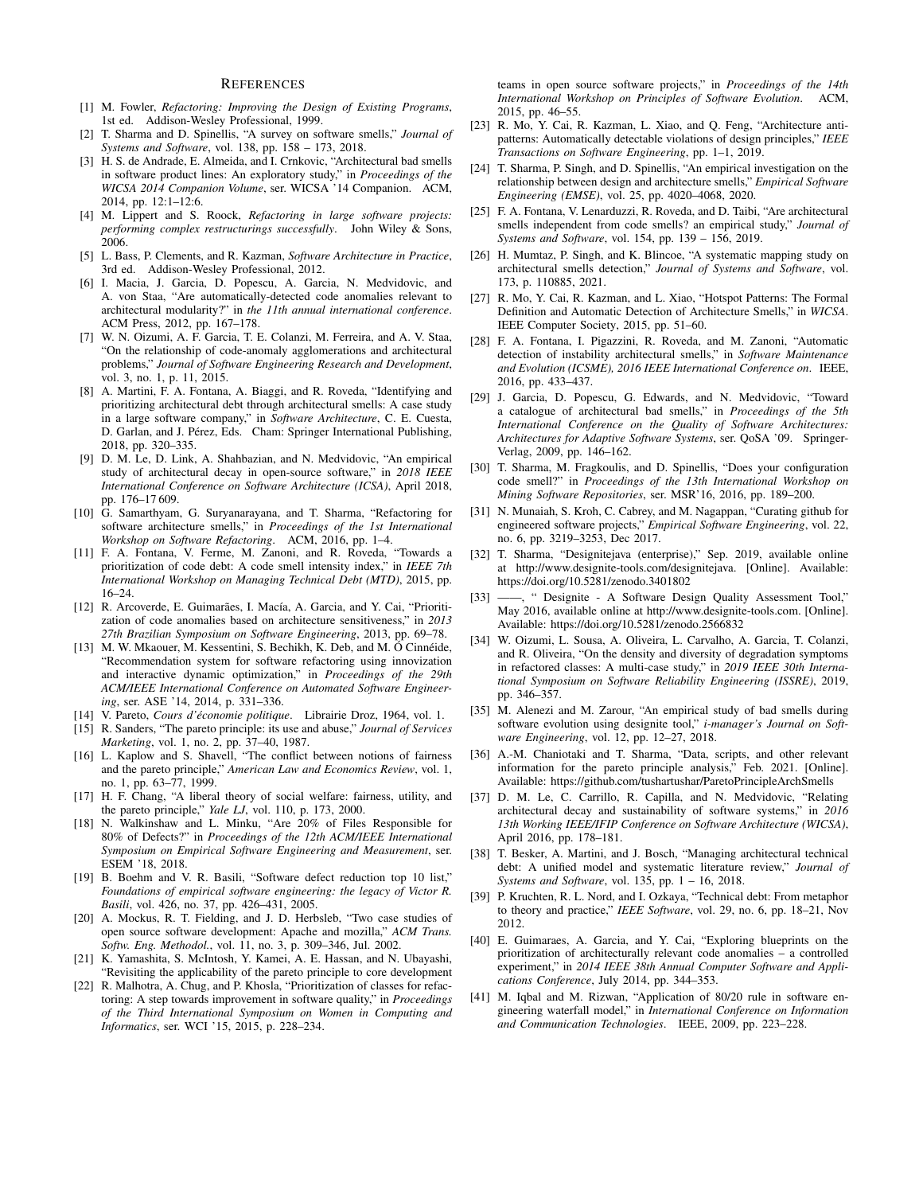# REFERENCES

[1] M. Fowler, *Refactoring: Improving the Design of Existing Programs*, 1st ed. Addison-Wesley Professional, 1999.

[2] T. Sharma and D. Spinellis, "A survey on software smells," *Journal of Systems and Software*, vol. 138, pp. 158 – 173, 2018.

[3] H. S. de Andrade, E. Almeida, and I. Crnkovic, "Architectural bad smells in software product lines: An exploratory study," in *Proceedings of the WICSA 2014 Companion Volume*, ser. WICSA '14 Companion. ACM, 2014, pp. 12:1–12:6.

[4] M. Lippert and S. Roock, *Refactoring in large software projects: performing complex restructurings successfully*. John Wiley & Sons, 2006.

[5] L. Bass, P. Clements, and R. Kazman, *Software Architecture in Practice*, 3rd ed. Addison-Wesley Professional, 2012.

[6] I. Macia, J. Garcia, D. Popescu, A. Garcia, N. Medvidovic, and A. von Staa, "Are automatically-detected code anomalies relevant to architectural modularity?" in *the 11th annual international conference*. ACM Press, 2012, pp. 167–178.

[7] W. N. Oizumi, A. F. Garcia, T. E. Colanzi, M. Ferreira, and A. V. Staa, "On the relationship of code-anomaly agglomerations and architectural problems," *Journal of Software Engineering Research and Development*, vol. 3, no. 1, p. 11, 2015.

[8] A. Martini, F. A. Fontana, A. Biaggi, and R. Roveda, "Identifying and prioritizing architectural debt through architectural smells: A case study in a large software company," in *Software Architecture*, C. E. Cuesta, D. Garlan, and J. Pérez, Eds. Cham: Springer International Publishing, 2018, pp. 320–335.

[9] D. M. Le, D. Link, A. Shahbazian, and N. Medvidovic, "An empirical study of architectural decay in open-source software," in *2018 IEEE International Conference on Software Architecture (ICSA)*, April 2018, pp. 176–17 609.

[10] G. Samarthyam, G. Suryanarayana, and T. Sharma, "Refactoring for software architecture smells," in *Proceedings of the 1st International Workshop on Software Refactoring*. ACM, 2016, pp. 1–4.

[11] F. A. Fontana, V. Ferme, M. Zanoni, and R. Roveda, "Towards a prioritization of code debt: A code smell intensity index," in *IEEE 7th International Workshop on Managing Technical Debt (MTD)*, 2015, pp. 16–24.

[12] R. Arcoverde, E. Guimarães, I. Macía, A. Garcia, and Y. Cai, "Prioritization of code anomalies based on architecture sensitiveness," in *2013 27th Brazilian Symposium on Software Engineering*, 2013, pp. 69–78.

[13] M. W. Mkaouer, M. Kessentini, S. Bechikh, K. Deb, and M. Ó Cinnéide, "Recommendation system for software refactoring using innovization and interactive dynamic optimization," in *Proceedings of the 29th ACM/IEEE International Conference on Automated Software Engineering*, ser. ASE '14, 2014, p. 331–336.

[14] V. Pareto, *Cours d'économie politique*. Librairie Droz, 1964, vol. 1.

[15] R. Sanders, "The pareto principle: its use and abuse," *Journal of Services Marketing*, vol. 1, no. 2, pp. 37–40, 1987.

[16] L. Kaplow and S. Shavell, "The conflict between notions of fairness and the pareto principle," *American Law and Economics Review*, vol. 1, no. 1, pp. 63–77, 1999.

[17] H. F. Chang, "A liberal theory of social welfare: fairness, utility, and the pareto principle," *Yale LJ*, vol. 110, p. 173, 2000.

[18] N. Walkinshaw and L. Minku, "Are 20% of Files Responsible for 80% of Defects?" in *Proceedings of the 12th ACM/IEEE International Symposium on Empirical Software Engineering and Measurement*, ser. ESEM '18, 2018.

[19] B. Boehm and V. R. Basili, "Software defect reduction top 10 list," *Foundations of empirical software engineering: the legacy of Victor R. Basili*, vol. 426, no. 37, pp. 426–431, 2005.

[20] A. Mockus, R. T. Fielding, and J. D. Herbsleb, "Two case studies of open source software development: Apache and mozilla," *ACM Trans. Softw. Eng. Methodol.*, vol. 11, no. 3, p. 309–346, Jul. 2002.

[21] K. Yamashita, S. McIntosh, Y. Kamei, A. E. Hassan, and N. Ubayashi, "Revisiting the applicability of the pareto principle to core development teams in open source software projects," in *Proceedings of the 14th International Workshop on Principles of Software Evolution*. ACM, 2015, pp. 46–55.

[22] R. Malhotra, A. Chug, and P. Khosla, "Prioritization of classes for refactoring: A step towards improvement in software quality," in *Proceedings of the Third International Symposium on Women in Computing and Informatics*, ser. WCI '15, 2015, p. 228–234.

[23] R. Mo, Y. Cai, R. Kazman, L. Xiao, and Q. Feng, "Architecture anti-patterns: Automatically detectable violations of design principles," *IEEE Transactions on Software Engineering*, pp. 1–1, 2019.

[24] T. Sharma, P. Singh, and D. Spinellis, "An empirical investigation on the relationship between design and architecture smells," *Empirical Software Engineering (EMSE)*, vol. 25, pp. 4020–4068, 2020.

[25] F. A. Fontana, V. Lenarduzzi, R. Roveda, and D. Taibi, "Are architectural smells independent from code smells? an empirical study," *Journal of Systems and Software*, vol. 154, pp. 139 – 156, 2019.

[26] H. Mumtaz, P. Singh, and K. Blincoe, "A systematic mapping study on architectural smells detection," *Journal of Systems and Software*, vol. 173, p. 110885, 2021.

[27] R. Mo, Y. Cai, R. Kazman, and L. Xiao, "Hotspot Patterns: The Formal Definition and Automatic Detection of Architecture Smells," in *WICSA*. IEEE Computer Society, 2015, pp. 51–60.

[28] F. A. Fontana, I. Pigazzini, R. Roveda, and M. Zanoni, "Automatic detection of instability architectural smells," in *Software Maintenance and Evolution (ICSME), 2016 IEEE International Conference on*. IEEE, 2016, pp. 433–437.

[29] J. Garcia, D. Popescu, G. Edwards, and N. Medvidovic, "Toward a catalogue of architectural bad smells," in *Proceedings of the 5th International Conference on the Quality of Software Architectures: Architectures for Adaptive Software Systems*, ser. QoSA '09. Springer-Verlag, 2009, pp. 146–162.

[30] T. Sharma, M. Fragkoulis, and D. Spinellis, "Does your configuration code smell?" in *Proceedings of the 13th International Workshop on Mining Software Repositories*, ser. MSR'16, 2016, pp. 189–200.

[31] N. Munaiah, S. Kroh, C. Cabrey, and M. Nagappan, "Curating github for engineered software projects," *Empirical Software Engineering*, vol. 22, no. 6, pp. 3219–3253, Dec 2017.

[32] T. Sharma, "Designitejava (enterprise)," Sep. 2019, available online at http://www.designite-tools.com/designitejava. [Online]. Available: https://doi.org/10.5281/zenodo.3401802

[33] ——, " Designite - A Software Design Quality Assessment Tool," May 2016, available online at http://www.designite-tools.com. [Online]. Available: https://doi.org/10.5281/zenodo.2566832

[34] W. Oizumi, L. Sousa, A. Oliveira, L. Carvalho, A. Garcia, T. Colanzi, and R. Oliveira, "On the density and diversity of degradation symptoms in refactored classes: A multi-case study," in *2019 IEEE 30th International Symposium on Software Reliability Engineering (ISSRE)*, 2019, pp. 346–357.

[35] M. Alenezi and M. Zarour, "An empirical study of bad smells during software evolution using designite tool," *i-manager's Journal on Software Engineering*, vol. 12, pp. 12–27, 2018.

[36] A.-M. Chaniotaki and T. Sharma, "Data, scripts, and other relevant information for the pareto principle analysis," Feb. 2021. [Online]. Available: https://github.com/tushartushar/ParetoPrincipleArchSmells

[37] D. M. Le, C. Carrillo, R. Capilla, and N. Medvidovic, "Relating architectural decay and sustainability of software systems," in *2016 13th Working IEEE/IFIP Conference on Software Architecture (WICSA)*, April 2016, pp. 178–181.

[38] T. Besker, A. Martini, and J. Bosch, "Managing architectural technical debt: A unified model and systematic literature review," *Journal of Systems and Software*, vol. 135, pp. 1 – 16, 2018.

[39] P. Kruchten, R. L. Nord, and I. Ozkaya, "Technical debt: From metaphor to theory and practice," *IEEE Software*, vol. 29, no. 6, pp. 18–21, Nov 2012.

[40] E. Guimaraes, A. Garcia, and Y. Cai, "Exploring blueprints on the prioritization of architecturally relevant code anomalies – a controlled experiment," in *2014 IEEE 38th Annual Computer Software and Applications Conference*, July 2014, pp. 344–353.

[41] M. Iqbal and M. Rizwan, "Application of 80/20 rule in software engineering waterfall model," in *International Conference on Information and Communication Technologies*. IEEE, 2009, pp. 223–228.